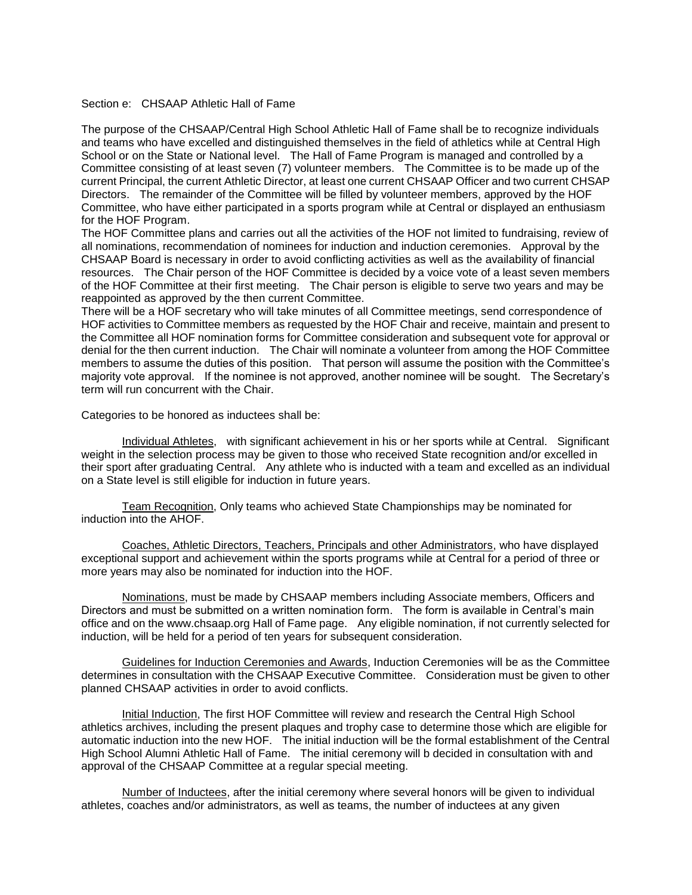Section e: CHSAAP Athletic Hall of Fame

The purpose of the CHSAAP/Central High School Athletic Hall of Fame shall be to recognize individuals and teams who have excelled and distinguished themselves in the field of athletics while at Central High School or on the State or National level. The Hall of Fame Program is managed and controlled by a Committee consisting of at least seven (7) volunteer members. The Committee is to be made up of the current Principal, the current Athletic Director, at least one current CHSAAP Officer and two current CHSAP Directors. The remainder of the Committee will be filled by volunteer members, approved by the HOF Committee, who have either participated in a sports program while at Central or displayed an enthusiasm for the HOF Program.

The HOF Committee plans and carries out all the activities of the HOF not limited to fundraising, review of all nominations, recommendation of nominees for induction and induction ceremonies. Approval by the CHSAAP Board is necessary in order to avoid conflicting activities as well as the availability of financial resources. The Chair person of the HOF Committee is decided by a voice vote of a least seven members of the HOF Committee at their first meeting. The Chair person is eligible to serve two years and may be reappointed as approved by the then current Committee.

There will be a HOF secretary who will take minutes of all Committee meetings, send correspondence of HOF activities to Committee members as requested by the HOF Chair and receive, maintain and present to the Committee all HOF nomination forms for Committee consideration and subsequent vote for approval or denial for the then current induction. The Chair will nominate a volunteer from among the HOF Committee members to assume the duties of this position. That person will assume the position with the Committee's majority vote approval. If the nominee is not approved, another nominee will be sought. The Secretary's term will run concurrent with the Chair.

Categories to be honored as inductees shall be:

Individual Athletes, with significant achievement in his or her sports while at Central. Significant weight in the selection process may be given to those who received State recognition and/or excelled in their sport after graduating Central. Any athlete who is inducted with a team and excelled as an individual on a State level is still eligible for induction in future years.

Team Recognition, Only teams who achieved State Championships may be nominated for induction into the AHOF.

Coaches, Athletic Directors, Teachers, Principals and other Administrators, who have displayed exceptional support and achievement within the sports programs while at Central for a period of three or more years may also be nominated for induction into the HOF.

Nominations, must be made by CHSAAP members including Associate members, Officers and Directors and must be submitted on a written nomination form. The form is available in Central's main office and on the www.chsaap.org Hall of Fame page. Any eligible nomination, if not currently selected for induction, will be held for a period of ten years for subsequent consideration.

Guidelines for Induction Ceremonies and Awards, Induction Ceremonies will be as the Committee determines in consultation with the CHSAAP Executive Committee. Consideration must be given to other planned CHSAAP activities in order to avoid conflicts.

Initial Induction, The first HOF Committee will review and research the Central High School athletics archives, including the present plaques and trophy case to determine those which are eligible for automatic induction into the new HOF. The initial induction will be the formal establishment of the Central High School Alumni Athletic Hall of Fame. The initial ceremony will b decided in consultation with and approval of the CHSAAP Committee at a regular special meeting.

Number of Inductees, after the initial ceremony where several honors will be given to individual athletes, coaches and/or administrators, as well as teams, the number of inductees at any given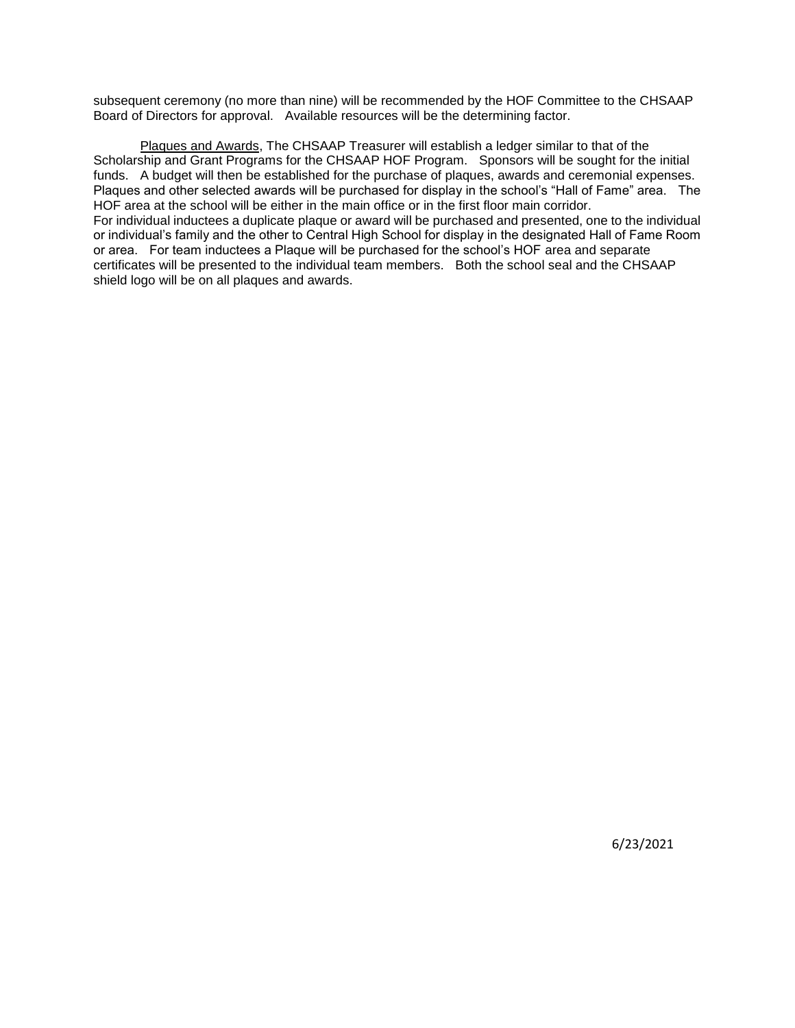subsequent ceremony (no more than nine) will be recommended by the HOF Committee to the CHSAAP Board of Directors for approval. Available resources will be the determining factor.

<u>Plaques and Awards</u>, The CHSAAP Treasurer will establish a ledger similar to that of the Scholarship and Grant Programs for the CHSAAP HOF Program. Sponsors will be sought for the initial funds. A budget will then be established for the purchase of plaques, awards and ceremonial expenses. Plaques and other selected awards will be purchased for display in the school's "Hall of Fame" area. The HOF area at the school will be either in the main office or in the first floor main corridor.
For individual inductees a duplicate plaque or award will be purchased and presented, one to the individual or individual's family and the other to Central High School for display in the designated Hall of Fame Room or area. For team inductees a Plaque will be purchased for the school's HOF area and separate certificates will be presented to the individual team members. Both the school seal and the CHSAAP shield logo will be on all plaques and awards.

6/23/2021